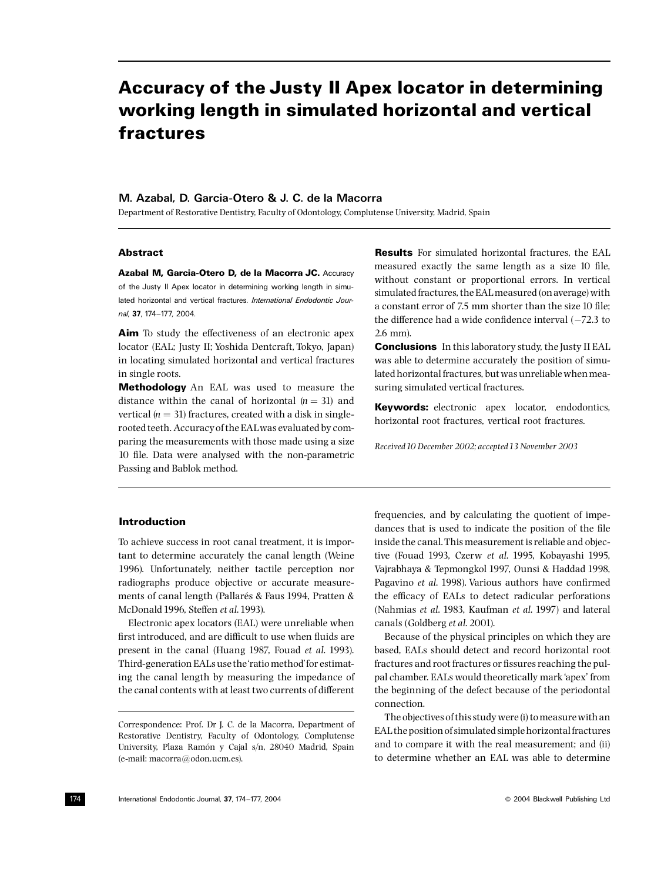# Accuracy of the Justy II Apex locator in determining working length in simulated horizontal and vertical fractures

**M. Azabal, D. Garcia-Otero & J. C. de la Macorra**

Department of Restorative Dentistry, Faculty of Odontology, Complutense University, Madrid, Spain

## Abstract

**Azabal M, Garcia-Otero D, de la Macorra JC.** Accuracy of the Justy II Apex locator in determining working length in simulated horizontal and vertical fractures. *International Endodontic Journal*, **37**, 174–177, 2004.

**Aim** To study the effectiveness of an electronic apex locator (EAL; Justy II; Yoshida Dentcraft, Tokyo, Japan) in locating simulated horizontal and vertical fractures in single roots.

**Methodology** An EAL was used to measure the distance within the canal of horizontal ($n = 31$) and vertical ($n = 31$) fractures, created with a disk in single-rooted teeth. Accuracy of the EAL was evaluated by comparing the measurements with those made using a size 10 file. Data were analysed with the non-parametric Passing and Bablok method.

**Results** For simulated horizontal fractures, the EAL measured exactly the same length as a size 10 file, without constant or proportional errors. In vertical simulated fractures, the EAL measured (on average) with a constant error of 7.5 mm shorter than the size 10 file; the difference had a wide confidence interval (−72.3 to 2.6 mm).

**Conclusions** In this laboratory study, the Justy II EAL was able to determine accurately the position of simulated horizontal fractures, but was unreliable when measuring simulated vertical fractures.

**Keywords:** electronic apex locator, endodontics, horizontal root fractures, vertical root fractures.

*Received 10 December 2002; accepted 13 November 2003*

## Introduction

To achieve success in root canal treatment, it is important to determine accurately the canal length (Weine 1996). Unfortunately, neither tactile perception nor radiographs produce objective or accurate measurements of canal length (Pallarés & Faus 1994, Pratten & McDonald 1996, Steffen *et al.* 1993).

Electronic apex locators (EAL) were unreliable when first introduced, and are difficult to use when fluids are present in the canal (Huang 1987, Fouad *et al.* 1993). Third-generation EALs use the 'ratio method' for estimating the canal length by measuring the impedance of the canal contents with at least two currents of different frequencies, and by calculating the quotient of impedances that is used to indicate the position of the file inside the canal. This measurement is reliable and objective (Fouad 1993, Czerw *et al.* 1995, Kobayashi 1995, Vajrabhaya & Tepmongkol 1997, Ounsi & Haddad 1998, Pagavino *et al.* 1998). Various authors have confirmed the efficacy of EALs to detect radicular perforations (Nahmias *et al.* 1983, Kaufman *et al.* 1997) and lateral canals (Goldberg *et al.* 2001).

Because of the physical principles on which they are based, EALs should detect and record horizontal root fractures and root fractures or fissures reaching the pulpal chamber. EALs would theoretically mark 'apex' from the beginning of the defect because of the periodontal connection.

The objectives of this study were (i) to measure with an EAL the position of simulated simple horizontal fractures and to compare it with the real measurement; and (ii) to determine whether an EAL was able to determine

Correspondence: Prof. Dr J. C. de la Macorra, Department of Restorative Dentistry, Faculty of Odontology, Complutense University, Plaza Ramón y Cajal s/n, 28040 Madrid, Spain (e-mail: macorra@odon.ucm.es).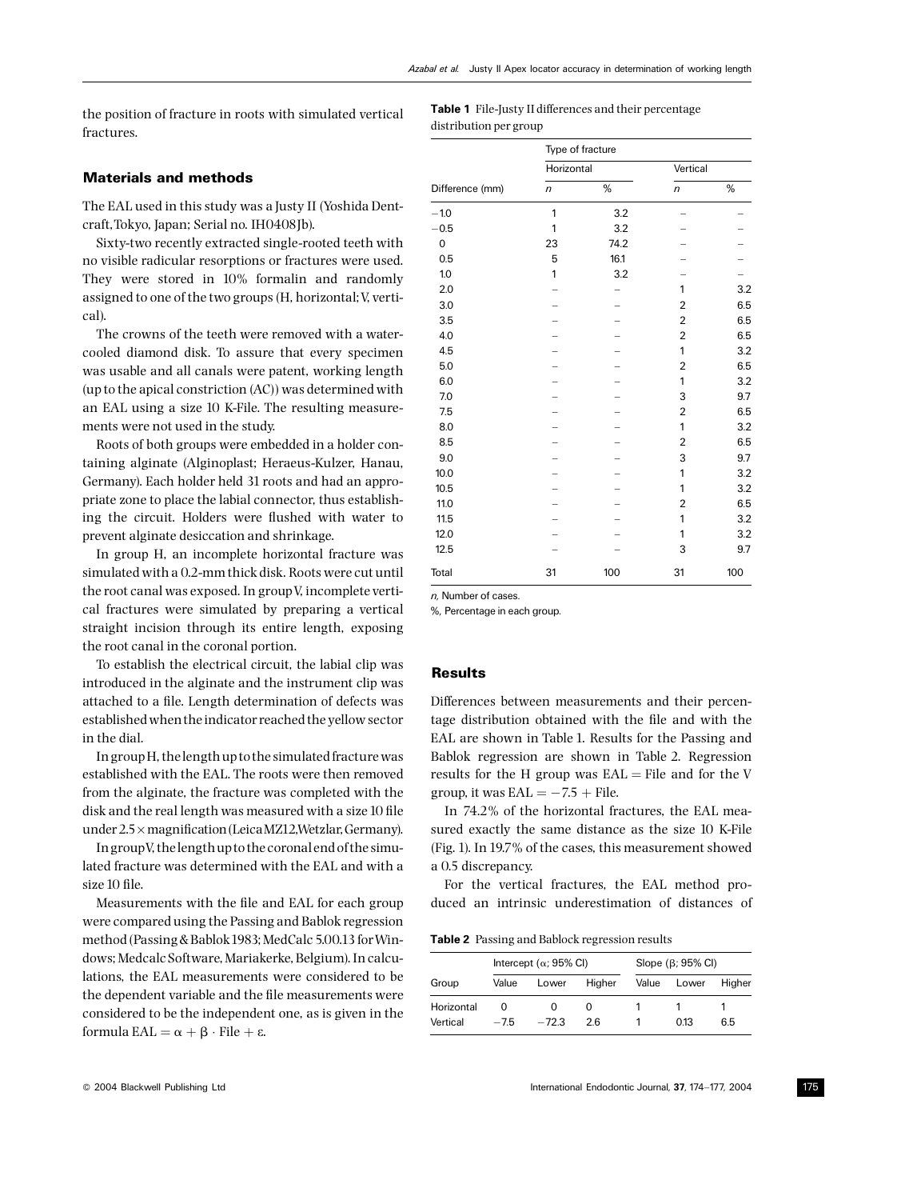the position of fracture in roots with simulated vertical fractures.

## Materials and methods

The EAL used in this study was a Justy II (Yoshida Dentcraft, Tokyo, Japan; Serial no. IH0408Jb).

Sixty-two recently extracted single-rooted teeth with no visible radicular resorptions or fractures were used. They were stored in 10% formalin and randomly assigned to one of the two groups (H, horizontal; V, vertical).

The crowns of the teeth were removed with a water-cooled diamond disk. To assure that every specimen was usable and all canals were patent, working length (up to the apical constriction (AC)) was determined with an EAL using a size 10 K-File. The resulting measurements were not used in the study.

Roots of both groups were embedded in a holder containing alginate (Alginoplast; Heraeus-Kulzer, Hanau, Germany). Each holder held 31 roots and had an appropriate zone to place the labial connector, thus establishing the circuit. Holders were flushed with water to prevent alginate desiccation and shrinkage.

In group H, an incomplete horizontal fracture was simulated with a 0.2-mm thick disk. Roots were cut until the root canal was exposed. In group V, incomplete vertical fractures were simulated by preparing a vertical straight incision through its entire length, exposing the root canal in the coronal portion.

To establish the electrical circuit, the labial clip was introduced in the alginate and the instrument clip was attached to a file. Length determination of defects was established when the indicator reached the yellow sector in the dial.

In group H, the length up to the simulated fracture was established with the EAL. The roots were then removed from the alginate, the fracture was completed with the disk and the real length was measured with a size 10 file under 2.5× magnification (Leica MZ12, Wetzlar, Germany).

In group V, the length up to the coronal end of the simulated fracture was determined with the EAL and with a size 10 file.

Measurements with the file and EAL for each group were compared using the Passing and Bablok regression method (Passing & Bablok 1983; MedCalc 5.00.13 for Windows; Medcalc Software, Mariakerke, Belgium). In calculations, the EAL measurements were considered to be the dependent variable and the file measurements were considered to be the independent one, as is given in the formula $\mathrm{EAL} = \alpha + \beta \cdot \mathrm{File} + \varepsilon$.

**Table 1** File-Justy II differences and their percentage distribution per group

| | Type of fracture | | | |
|---|---|---|---|---|
| | Horizontal | | Vertical | |
| Difference (mm) | *n* | % | *n* | % |
| −1.0 | 1 | 3.2 | – | – |
| −0.5 | 1 | 3.2 | – | – |
| 0 | 23 | 74.2 | – | – |
| 0.5 | 5 | 16.1 | – | – |
| 1.0 | 1 | 3.2 | – | – |
| 2.0 | – | – | 1 | 3.2 |
| 3.0 | – | – | 2 | 6.5 |
| 3.5 | – | – | 2 | 6.5 |
| 4.0 | – | – | 2 | 6.5 |
| 4.5 | – | – | 1 | 3.2 |
| 5.0 | – | – | 2 | 6.5 |
| 6.0 | – | – | 1 | 3.2 |
| 7.0 | – | – | 3 | 9.7 |
| 7.5 | – | – | 2 | 6.5 |
| 8.0 | – | – | 1 | 3.2 |
| 8.5 | – | – | 2 | 6.5 |
| 9.0 | – | – | 3 | 9.7 |
| 10.0 | – | – | 1 | 3.2 |
| 10.5 | – | – | 1 | 3.2 |
| 11.0 | – | – | 2 | 6.5 |
| 11.5 | – | – | 1 | 3.2 |
| 12.0 | – | – | 1 | 3.2 |
| 12.5 | – | – | 3 | 9.7 |
| Total | 31 | 100 | 31 | 100 |

*n*, Number of cases.

%, Percentage in each group.

## Results

Differences between measurements and their percentage distribution obtained with the file and with the EAL are shown in Table 1. Results for the Passing and Bablok regression are shown in Table 2. Regression results for the H group was EAL = File and for the V group, it was EAL = −7.5 + File.

In 74.2% of the horizontal fractures, the EAL measured exactly the same distance as the size 10 K-File (Fig. 1). In 19.7% of the cases, this measurement showed a 0.5 discrepancy.

For the vertical fractures, the EAL method produced an intrinsic underestimation of distances of

**Table 2** Passing and Bablock regression results

| | Intercept ($\alpha$; 95% CI) | | | Slope ($\beta$; 95% CI) | | |
|---|---|---|---|---|---|---|
| Group | Value | Lower | Higher | Value | Lower | Higher |
| Horizontal | 0 | 0 | 0 | 1 | 1 | 1 |
| Vertical | −7.5 | −72.3 | 2.6 | 1 | 0.13 | 6.5 |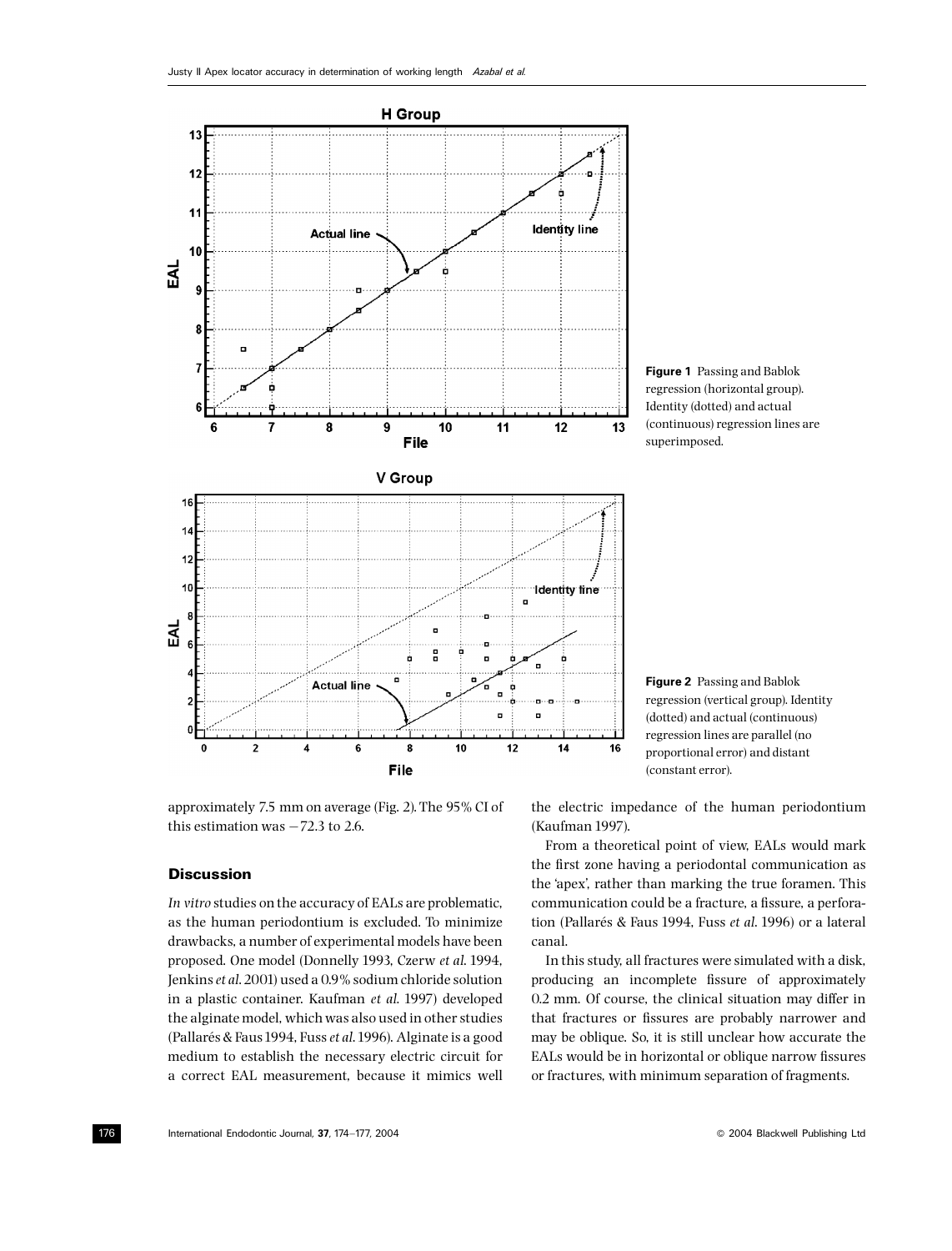Figure 1 Passing and Bablok regression (horizontal group). Identity (dotted) and actual (continuous) regression lines are superimposed.

Figure 2 Passing and Bablok regression (vertical group). Identity (dotted) and actual (continuous) regression lines are parallel (no proportional error) and distant (constant error).

approximately 7.5 mm on average (Fig. 2). The 95% CI of this estimation was −72.3 to 2.6.

## Discussion

*In vitro* studies on the accuracy of EALs are problematic, as the human periodontium is excluded. To minimize drawbacks, a number of experimental models have been proposed. One model (Donnelly 1993, Czerw *et al.* 1994, Jenkins *et al.* 2001) used a 0.9% sodium chloride solution in a plastic container. Kaufman *et al.* 1997) developed the alginate model, which was also used in other studies (Pallarés & Faus 1994, Fuss *et al.* 1996). Alginate is a good medium to establish the necessary electric circuit for a correct EAL measurement, because it mimics well the electric impedance of the human periodontium (Kaufman 1997).

From a theoretical point of view, EALs would mark the first zone having a periodontal communication as the 'apex', rather than marking the true foramen. This communication could be a fracture, a fissure, a perforation (Pallarés & Faus 1994, Fuss *et al.* 1996) or a lateral canal.

In this study, all fractures were simulated with a disk, producing an incomplete fissure of approximately 0.2 mm. Of course, the clinical situation may differ in that fractures or fissures are probably narrower and may be oblique. So, it is still unclear how accurate the EALs would be in horizontal or oblique narrow fissures or fractures, with minimum separation of fragments.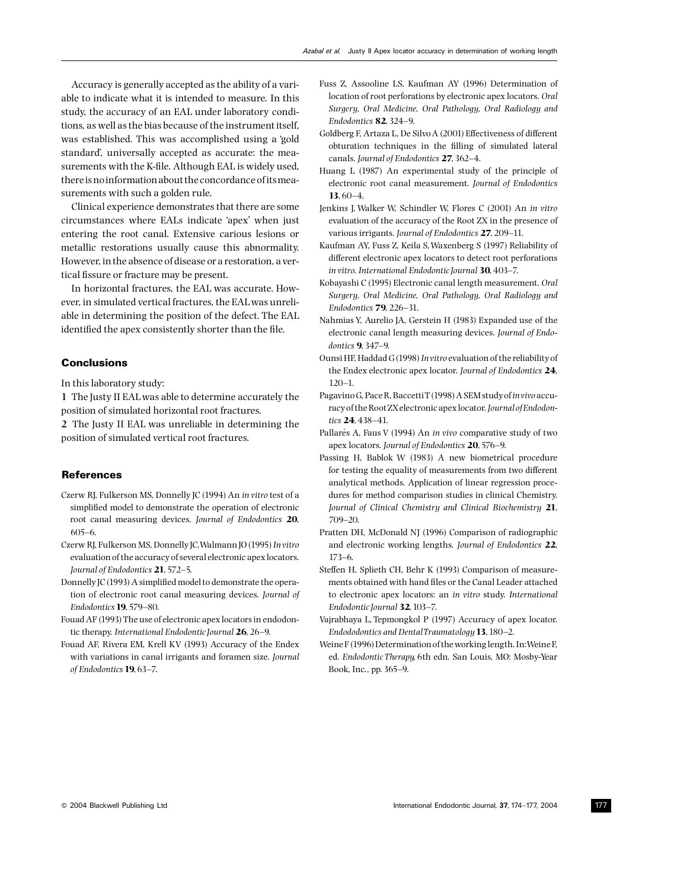Accuracy is generally accepted as the ability of a variable to indicate what it is intended to measure. In this study, the accuracy of an EAL under laboratory conditions, as well as the bias because of the instrument itself, was established. This was accomplished using a 'gold standard', universally accepted as accurate: the measurements with the K-file. Although EAL is widely used, there is no information about the concordance of its measurements with such a golden rule.

Clinical experience demonstrates that there are some circumstances where EALs indicate 'apex' when just entering the root canal. Extensive carious lesions or metallic restorations usually cause this abnormality. However, in the absence of disease or a restoration, a vertical fissure or fracture may be present.

In horizontal fractures, the EAL was accurate. However, in simulated vertical fractures, the EAL was unreliable in determining the position of the defect. The EAL identified the apex consistently shorter than the file.

## Conclusions

In this laboratory study:

1 The Justy II EAL was able to determine accurately the position of simulated horizontal root fractures.

2 The Justy II EAL was unreliable in determining the position of simulated vertical root fractures.

## References

Czerw RJ, Fulkerson MS, Donnelly JC (1994) An *in vitro* test of a simplified model to demonstrate the operation of electronic root canal measuring devices. *Journal of Endodontics* **20**, 605–6.

Czerw RJ, Fulkerson MS, Donnelly JC, Walmann JO (1995) *In vitro* evaluation of the accuracy of several electronic apex locators. *Journal of Endodontics* **21**, 572–5.

Donnelly JC (1993) A simplified model to demonstrate the operation of electronic root canal measuring devices. *Journal of Endodontics* **19**, 579–80.

Fouad AF (1993) The use of electronic apex locators in endodontic therapy. *International Endodontic Journal* **26**, 26–9.

Fouad AF, Rivera EM, Krell KV (1993) Accuracy of the Endex with variations in canal irrigants and foramen size. *Journal of Endodontics* **19**, 63–7.

Fuss Z, Assooline LS, Kaufman AY (1996) Determination of location of root perforations by electronic apex locators. *Oral Surgery, Oral Medicine, Oral Pathology, Oral Radiology and Endodontics* **82**, 324–9.

Goldberg F, Artaza L, De Silvo A (2001) Effectiveness of different obturation techniques in the filling of simulated lateral canals. *Journal of Endodontics* **27**, 362–4.

Huang L (1987) An experimental study of the principle of electronic root canal measurement. *Journal of Endodontics* **13**, 60–4.

Jenkins J, Walker W, Schindler W, Flores C (2001) An *in vitro* evaluation of the accuracy of the Root ZX in the presence of various irrigants. *Journal of Endodontics* **27**, 209–11.

Kaufman AY, Fuss Z, Keila S, Waxenberg S (1997) Reliability of different electronic apex locators to detect root perforations *in vitro*. *International Endodontic Journal* **30**, 403–7.

Kobayashi C (1995) Electronic canal length measurement. *Oral Surgery, Oral Medicine, Oral Pathology, Oral Radiology and Endodontics* **79**, 226–31.

Nahmias Y, Aurelio JA, Gerstein H (1983) Expanded use of the electronic canal length measuring devices. *Journal of Endodontics* **9**, 347–9.

Ounsi HF, Haddad G (1998) *In vitro* evaluation of the reliability of the Endex electronic apex locator. *Journal of Endodontics* **24**, 120–1.

Pagavino G, Pace R, Baccetti T (1998) A SEM study of *in vivo* accuracy of the Root ZX electronic apex locator. *Journal of Endodontics* **24**, 438–41.

Pallarés A, Faus V (1994) An *in vivo* comparative study of two apex locators. *Journal of Endodontics* **20**, 576–9.

Passing H, Bablok W (1983) A new biometrical procedure for testing the equality of measurements from two different analytical methods. Application of linear regression procedures for method comparison studies in clinical Chemistry. *Journal of Clinical Chemistry and Clinical Biochemistry* **21**, 709–20.

Pratten DH, McDonald NJ (1996) Comparison of radiographic and electronic working lengths. *Journal of Endodontics* **22**, 173–6.

Steffen H, Splieth CH, Behr K (1993) Comparison of measurements obtained with hand files or the Canal Leader attached to electronic apex locators: an *in vitro* study. *International Endodontic Journal* **32**, 103–7.

Vajrabhaya L, Tepmongkol P (1997) Accuracy of apex locator. *Endododontics and Dental Traumatology* **13**, 180–2.

Weine F (1996) Determination of the working length. In: Weine F, ed. *Endodontic Therapy*, 6th edn. San Louis, MO: Mosby-Year Book, Inc., pp. 365–9.